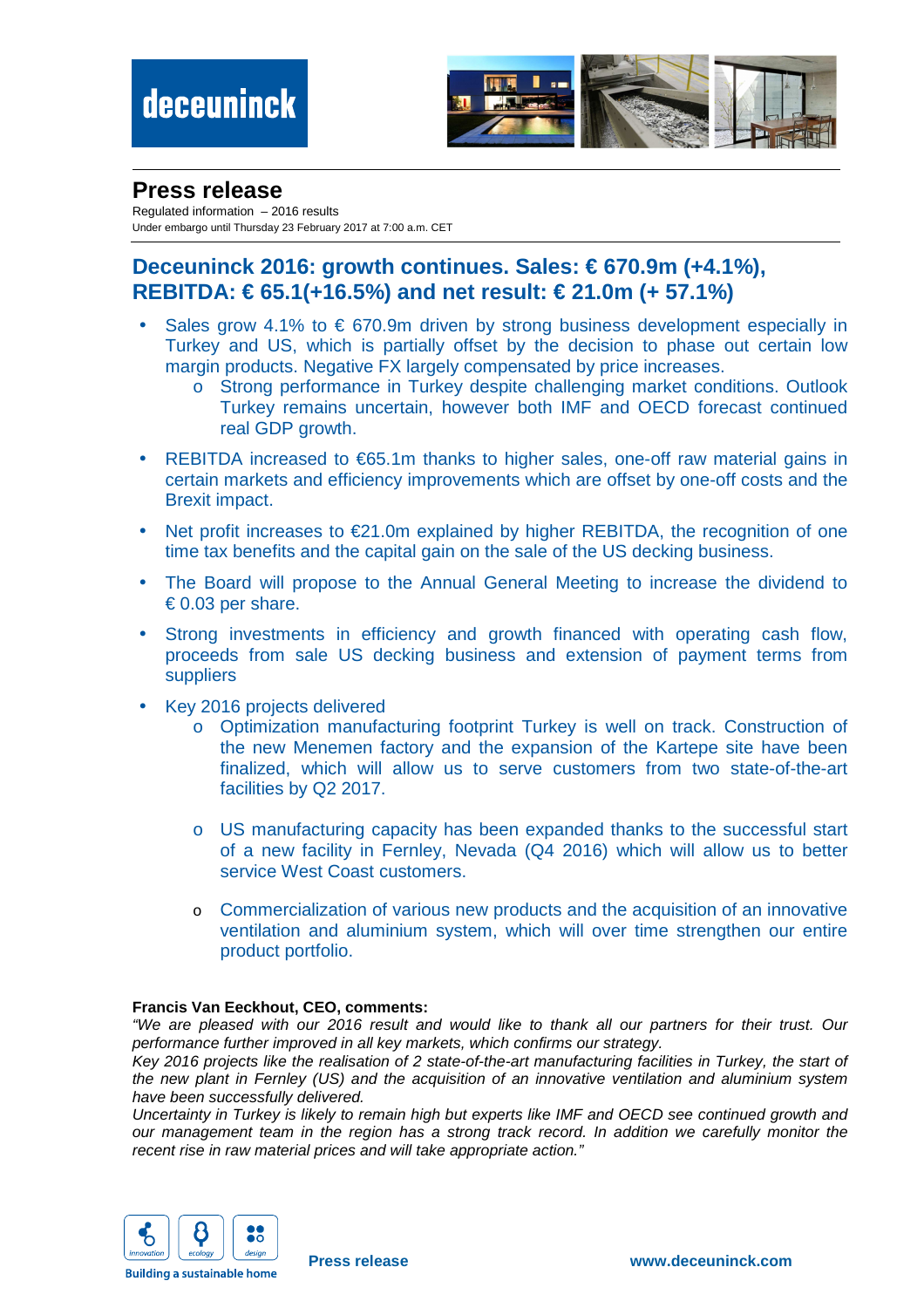# Press release

Regulated information – 2016 results
Under embargo until Thursday 23 February 2017 at 7:00 a.m. CET

## Deceuninck 2016: growth continues. Sales: € 670.9m (+4.1%), REBITDA: € 65.1(+16.5%) and net result: € 21.0m (+ 57.1%)

- Sales grow 4.1% to € 670.9m driven by strong business development especially in Turkey and US, which is partially offset by the decision to phase out certain low margin products. Negative FX largely compensated by price increases.
  - Strong performance in Turkey despite challenging market conditions. Outlook Turkey remains uncertain, however both IMF and OECD forecast continued real GDP growth.
- REBITDA increased to €65.1m thanks to higher sales, one-off raw material gains in certain markets and efficiency improvements which are offset by one-off costs and the Brexit impact.
- Net profit increases to €21.0m explained by higher REBITDA, the recognition of one time tax benefits and the capital gain on the sale of the US decking business.
- The Board will propose to the Annual General Meeting to increase the dividend to € 0.03 per share.
- Strong investments in efficiency and growth financed with operating cash flow, proceeds from sale US decking business and extension of payment terms from suppliers
- Key 2016 projects delivered
  - Optimization manufacturing footprint Turkey is well on track. Construction of the new Menemen factory and the expansion of the Kartepe site have been finalized, which will allow us to serve customers from two state-of-the-art facilities by Q2 2017.
  - US manufacturing capacity has been expanded thanks to the successful start of a new facility in Fernley, Nevada (Q4 2016) which will allow us to better service West Coast customers.
  - Commercialization of various new products and the acquisition of an innovative ventilation and aluminium system, which will over time strengthen our entire product portfolio.

**Francis Van Eeckhout, CEO, comments:**

*"We are pleased with our 2016 result and would like to thank all our partners for their trust. Our performance further improved in all key markets, which confirms our strategy.*
*Key 2016 projects like the realisation of 2 state-of-the-art manufacturing facilities in Turkey, the start of the new plant in Fernley (US) and the acquisition of an innovative ventilation and aluminium system have been successfully delivered.*
*Uncertainty in Turkey is likely to remain high but experts like IMF and OECD see continued growth and our management team in the region has a strong track record. In addition we carefully monitor the recent rise in raw material prices and will take appropriate action."*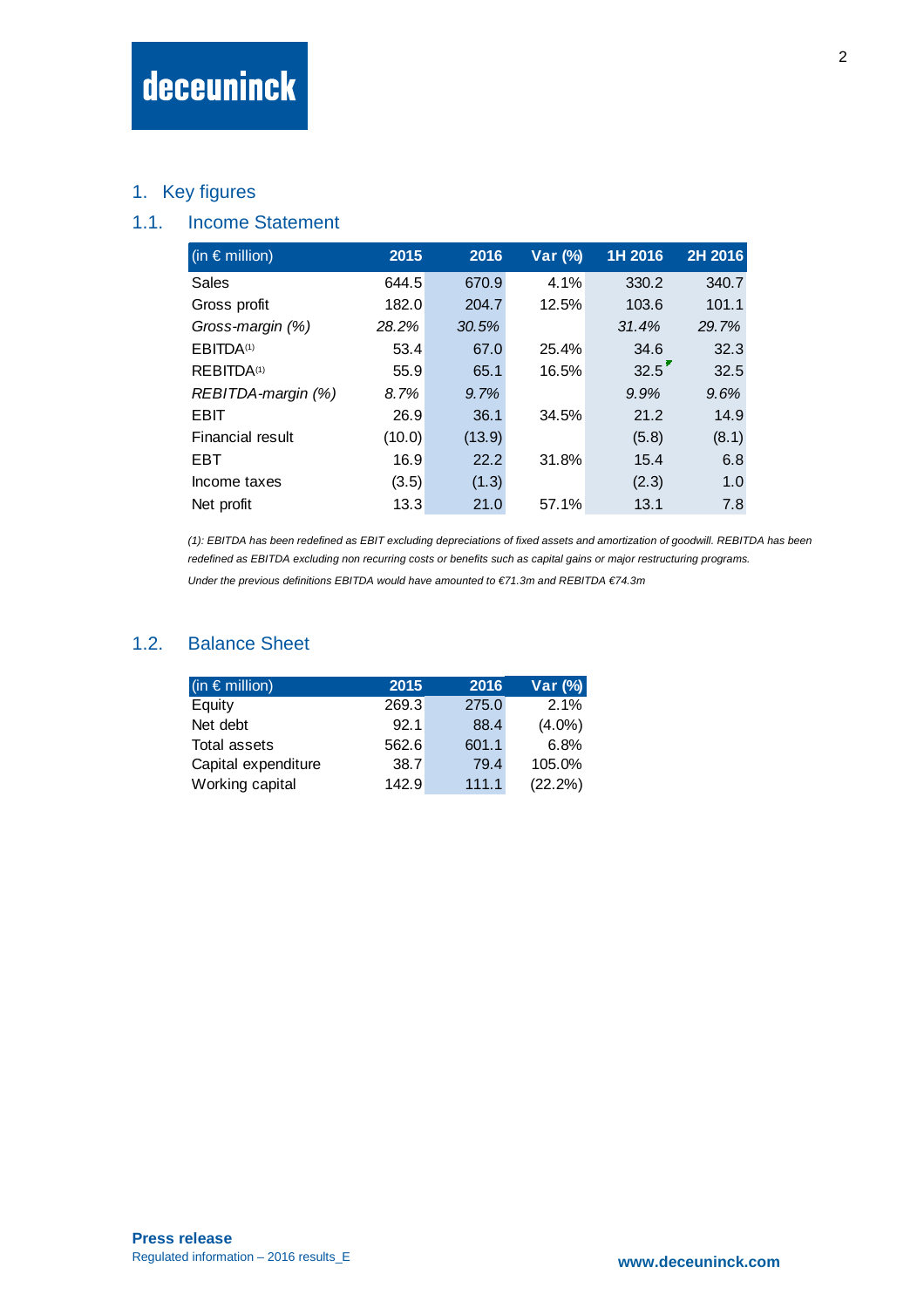## 1. Key figures

### 1.1. Income Statement

| (in € million) | 2015 | 2016 | Var (%) | 1H 2016 | 2H 2016 |
|---|---|---|---|---|---|
| Sales | 644.5 | 670.9 | 4.1% | 330.2 | 340.7 |
| Gross profit | 182.0 | 204.7 | 12.5% | 103.6 | 101.1 |
| *Gross-margin (%)* | *28.2%* | *30.5%* | | *31.4%* | *29.7%* |
| EBITDA[(1)] | 53.4 | 67.0 | 25.4% | 34.6 | 32.3 |
| REBITDA[(1)] | 55.9 | 65.1 | 16.5% | 32.5 | 32.5 |
| *REBITDA-margin (%)* | *8.7%* | *9.7%* | | *9.9%* | *9.6%* |
| EBIT | 26.9 | 36.1 | 34.5% | 21.2 | 14.9 |
| Financial result | (10.0) | (13.9) | | (5.8) | (8.1) |
| EBT | 16.9 | 22.2 | 31.8% | 15.4 | 6.8 |
| Income taxes | (3.5) | (1.3) | | (2.3) | 1.0 |
| Net profit | 13.3 | 21.0 | 57.1% | 13.1 | 7.8 |

*(1): EBITDA has been redefined as EBIT excluding depreciations of fixed assets and amortization of goodwill. REBITDA has been redefined as EBITDA excluding non recurring costs or benefits such as capital gains or major restructuring programs.*

*Under the previous definitions EBITDA would have amounted to €71.3m and REBITDA €74.3m*

### 1.2. Balance Sheet

| (in € million) | 2015 | 2016 | Var (%) |
|---|---|---|---|
| Equity | 269.3 | 275.0 | 2.1% |
| Net debt | 92.1 | 88.4 | (4.0%) |
| Total assets | 562.6 | 601.1 | 6.8% |
| Capital expenditure | 38.7 | 79.4 | 105.0% |
| Working capital | 142.9 | 111.1 | (22.2%) |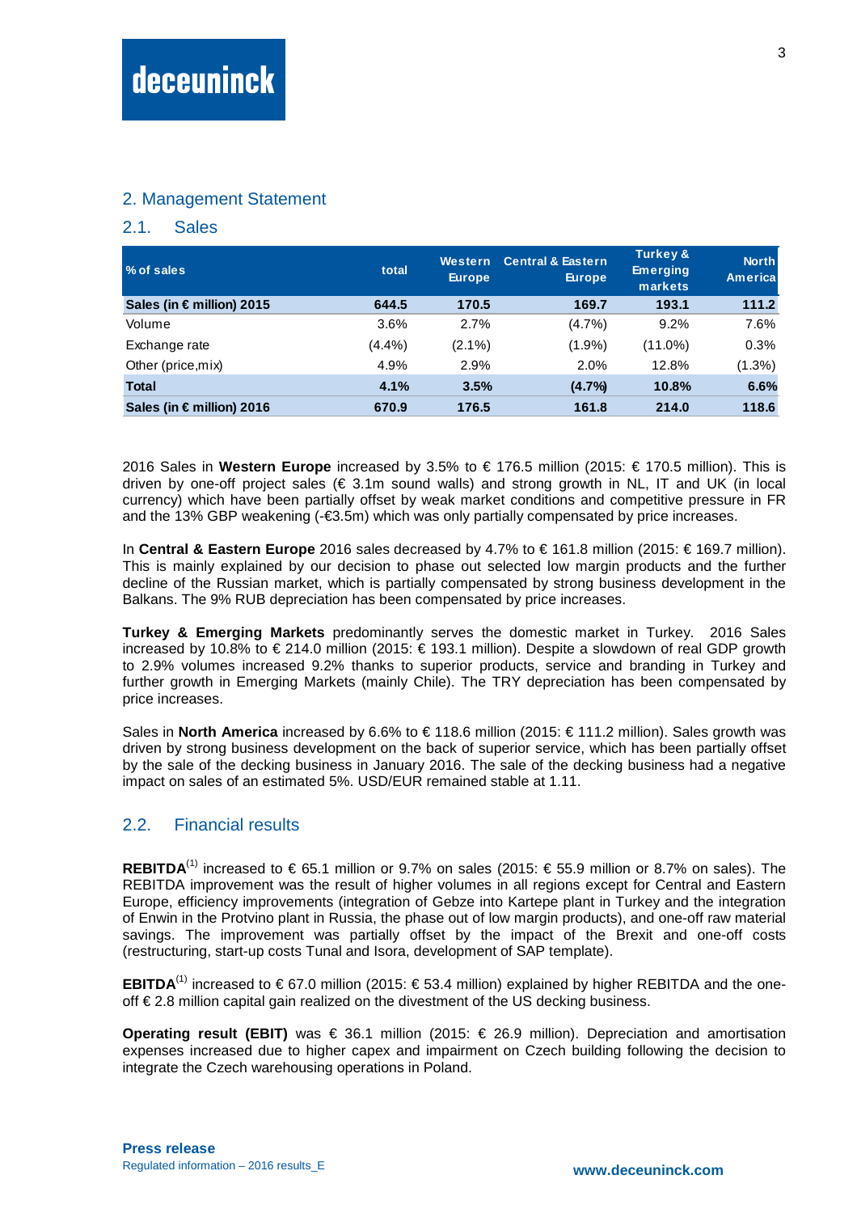## 2. Management Statement

### 2.1. Sales

| % of sales | total | Western Europe | Central & Eastern Europe | Turkey & Emerging markets | North America |
|---|---|---|---|---|---|
| **Sales (in € million) 2015** | **644.5** | **170.5** | **169.7** | **193.1** | **111.2** |
| Volume | 3.6% | 2.7% | (4.7%) | 9.2% | 7.6% |
| Exchange rate | (4.4%) | (2.1%) | (1.9%) | (11.0%) | 0.3% |
| Other (price,mix) | 4.9% | 2.9% | 2.0% | 12.8% | (1.3%) |
| **Total** | **4.1%** | **3.5%** | **(4.7%)** | **10.8%** | **6.6%** |
| **Sales (in € million) 2016** | **670.9** | **176.5** | **161.8** | **214.0** | **118.6** |

2016 Sales in **Western Europe** increased by 3.5% to € 176.5 million (2015: € 170.5 million). This is driven by one-off project sales (€ 3.1m sound walls) and strong growth in NL, IT and UK (in local currency) which have been partially offset by weak market conditions and competitive pressure in FR and the 13% GBP weakening (-€3.5m) which was only partially compensated by price increases.

In **Central & Eastern Europe** 2016 sales decreased by 4.7% to € 161.8 million (2015: € 169.7 million). This is mainly explained by our decision to phase out selected low margin products and the further decline of the Russian market, which is partially compensated by strong business development in the Balkans. The 9% RUB depreciation has been compensated by price increases.

**Turkey & Emerging Markets** predominantly serves the domestic market in Turkey. 2016 Sales increased by 10.8% to € 214.0 million (2015: € 193.1 million). Despite a slowdown of real GDP growth to 2.9% volumes increased 9.2% thanks to superior products, service and branding in Turkey and further growth in Emerging Markets (mainly Chile). The TRY depreciation has been compensated by price increases.

Sales in **North America** increased by 6.6% to € 118.6 million (2015: € 111.2 million). Sales growth was driven by strong business development on the back of superior service, which has been partially offset by the sale of the decking business in January 2016. The sale of the decking business had a negative impact on sales of an estimated 5%. USD/EUR remained stable at 1.11.

### 2.2. Financial results

**REBITDA**[(1)] increased to € 65.1 million or 9.7% on sales (2015: € 55.9 million or 8.7% on sales). The REBITDA improvement was the result of higher volumes in all regions except for Central and Eastern Europe, efficiency improvements (integration of Gebze into Kartepe plant in Turkey and the integration of Enwin in the Protvino plant in Russia, the phase out of low margin products), and one-off raw material savings. The improvement was partially offset by the impact of the Brexit and one-off costs (restructuring, start-up costs Tunal and Isora, development of SAP template).

**EBITDA**[(1)] increased to € 67.0 million (2015: € 53.4 million) explained by higher REBITDA and the one-off € 2.8 million capital gain realized on the divestment of the US decking business.

**Operating result (EBIT)** was € 36.1 million (2015: € 26.9 million). Depreciation and amortisation expenses increased due to higher capex and impairment on Czech building following the decision to integrate the Czech warehousing operations in Poland.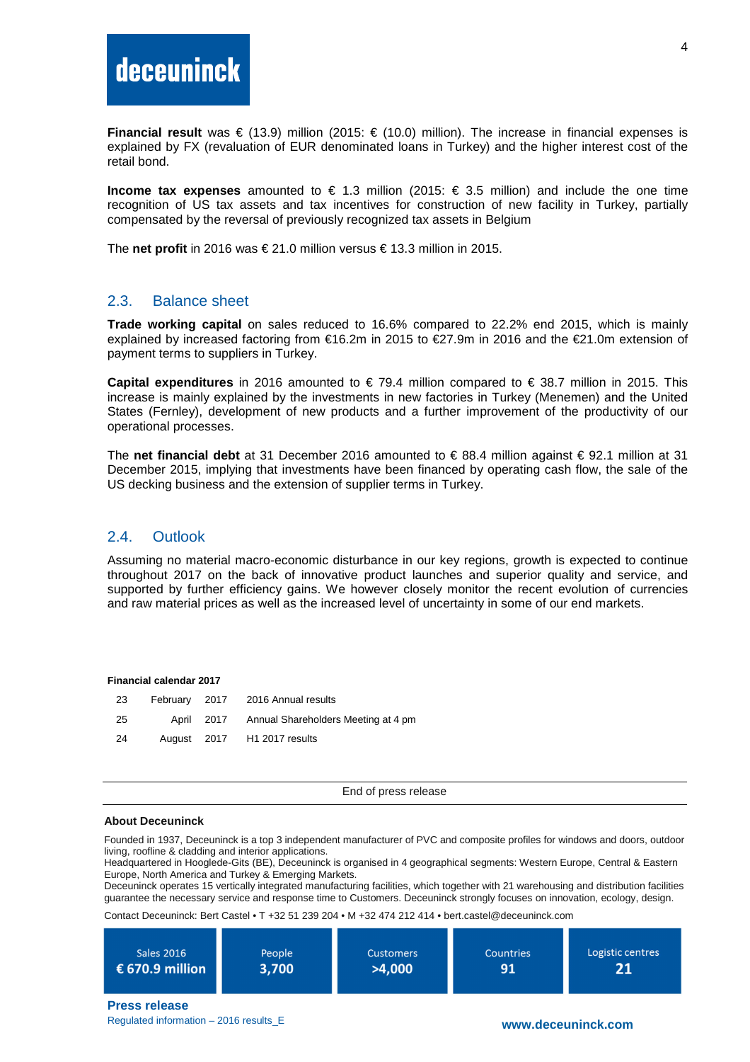**Financial result** was € (13.9) million (2015: € (10.0) million). The increase in financial expenses is explained by FX (revaluation of EUR denominated loans in Turkey) and the higher interest cost of the retail bond.

**Income tax expenses** amounted to € 1.3 million (2015: € 3.5 million) and include the one time recognition of US tax assets and tax incentives for construction of new facility in Turkey, partially compensated by the reversal of previously recognized tax assets in Belgium

The **net profit** in 2016 was € 21.0 million versus € 13.3 million in 2015.

## 2.3. Balance sheet

**Trade working capital** on sales reduced to 16.6% compared to 22.2% end 2015, which is mainly explained by increased factoring from €16.2m in 2015 to €27.9m in 2016 and the €21.0m extension of payment terms to suppliers in Turkey.

**Capital expenditures** in 2016 amounted to € 79.4 million compared to € 38.7 million in 2015. This increase is mainly explained by the investments in new factories in Turkey (Menemen) and the United States (Fernley), development of new products and a further improvement of the productivity of our operational processes.

The **net financial debt** at 31 December 2016 amounted to € 88.4 million against € 92.1 million at 31 December 2015, implying that investments have been financed by operating cash flow, the sale of the US decking business and the extension of supplier terms in Turkey.

## 2.4. Outlook

Assuming no material macro-economic disturbance in our key regions, growth is expected to continue throughout 2017 on the back of innovative product launches and superior quality and service, and supported by further efficiency gains. We however closely monitor the recent evolution of currencies and raw material prices as well as the increased level of uncertainty in some of our end markets.

**Financial calendar 2017**

| | | | |
|---|---|---|---|
| 23 | February | 2017 | 2016 Annual results |
| 25 | April | 2017 | Annual Shareholders Meeting at 4 pm |
| 24 | August | 2017 | H1 2017 results |

---

End of press release

---

**About Deceuninck**

Founded in 1937, Deceuninck is a top 3 independent manufacturer of PVC and composite profiles for windows and doors, outdoor living, roofline & cladding and interior applications.
Headquartered in Hooglede-Gits (BE), Deceuninck is organised in 4 geographical segments: Western Europe, Central & Eastern Europe, North America and Turkey & Emerging Markets.
Deceuninck operates 15 vertically integrated manufacturing facilities, which together with 21 warehousing and distribution facilities guarantee the necessary service and response time to Customers. Deceuninck strongly focuses on innovation, ecology, design.

Contact Deceuninck: Bert Castel • T +32 51 239 204 • M +32 474 212 414 • bert.castel@deceuninck.com

| Sales 2016 | People | Customers | Countries | Logistic centres |
|---|---|---|---|---|
| € 670.9 million | 3,700 | >4,000 | 91 | 21 |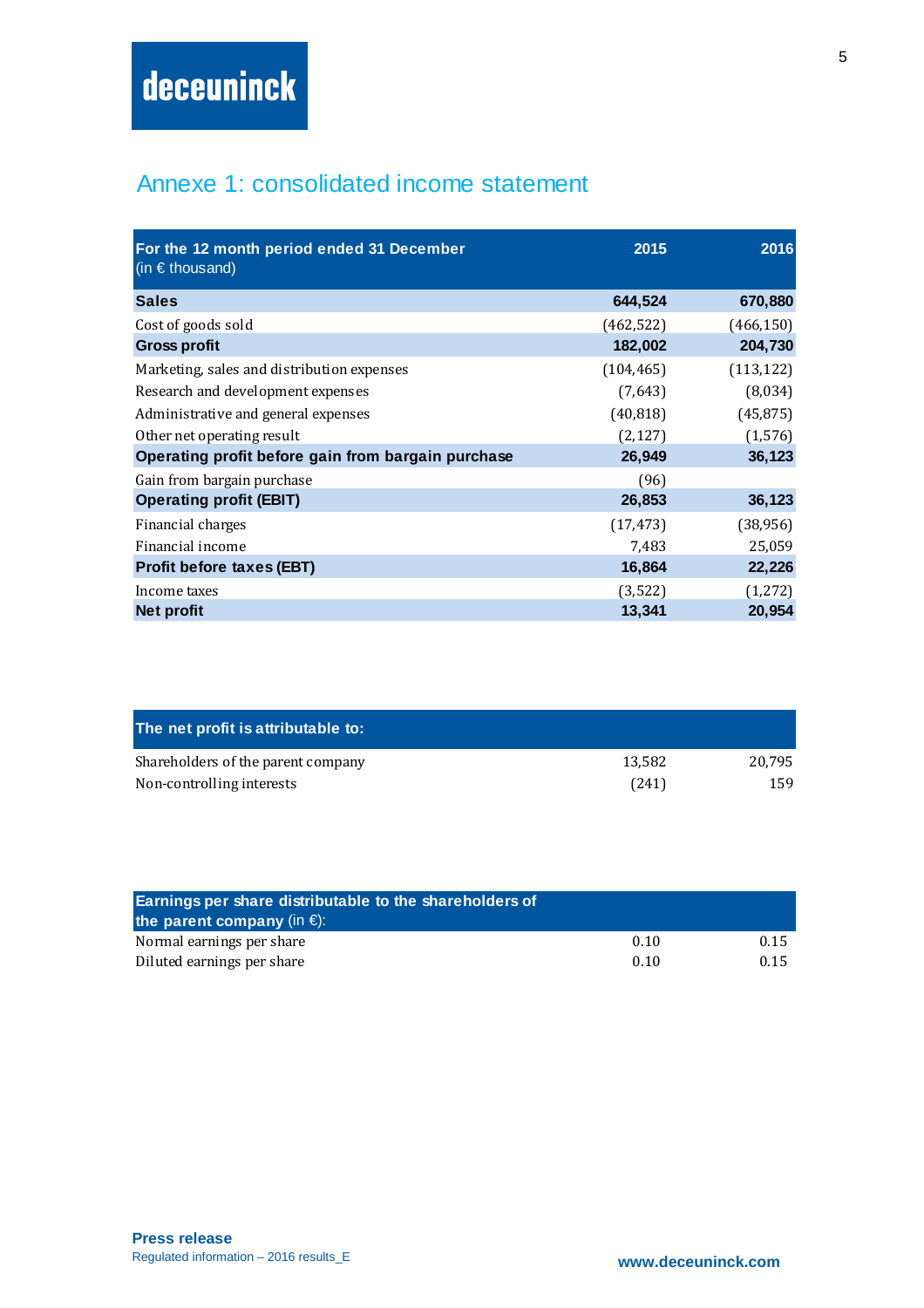# Annexe 1: consolidated income statement

| **For the 12 month period ended 31 December** (in € thousand) | **2015** | **2016** |
|---|---|---|
| **Sales** | **644,524** | **670,880** |
| Cost of goods sold | (462,522) | (466,150) |
| **Gross profit** | **182,002** | **204,730** |
| Marketing, sales and distribution expenses | (104,465) | (113,122) |
| Research and development expenses | (7,643) | (8,034) |
| Administrative and general expenses | (40,818) | (45,875) |
| Other net operating result | (2,127) | (1,576) |
| **Operating profit before gain from bargain purchase** | **26,949** | **36,123** |
| Gain from bargain purchase | (96) | |
| **Operating profit (EBIT)** | **26,853** | **36,123** |
| Financial charges | (17,473) | (38,956) |
| Financial income | 7,483 | 25,059 |
| **Profit before taxes (EBT)** | **16,864** | **22,226** |
| Income taxes | (3,522) | (1,272) |
| **Net profit** | **13,341** | **20,954** |

| **The net profit is attributable to:** | | |
|---|---|---|
| Shareholders of the parent company | 13,582 | 20,795 |
| Non-controlling interests | (241) | 159 |

| **Earnings per share distributable to the shareholders of the parent company** (in €): | | |
|---|---|---|
| Normal earnings per share | 0.10 | 0.15 |
| Diluted earnings per share | 0.10 | 0.15 |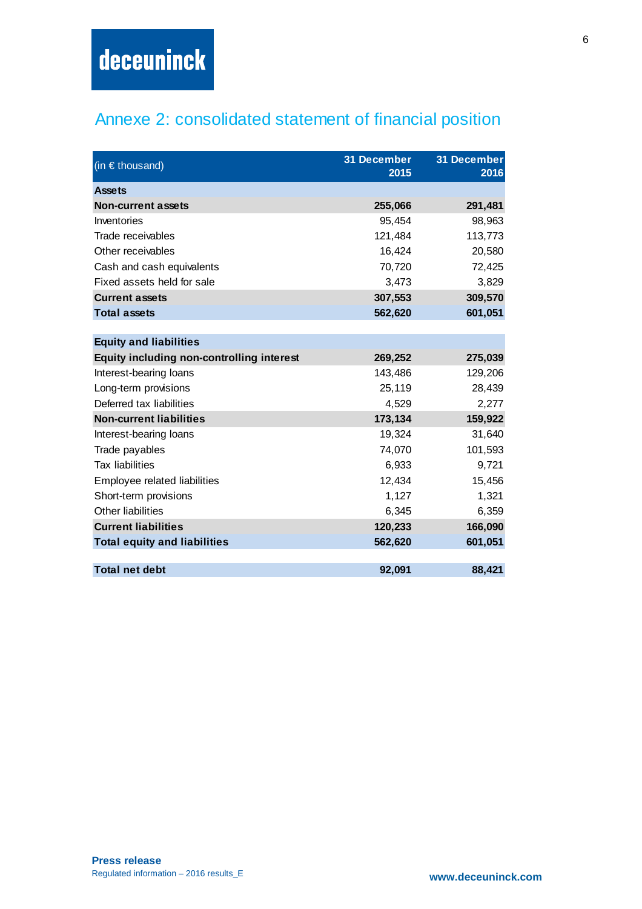# Annexe 2: consolidated statement of financial position

| (in € thousand) | 31 December 2015 | 31 December 2016 |
|---|---|---|
| **Assets** | | |
| **Non-current assets** | **255,066** | **291,481** |
| Inventories | 95,454 | 98,963 |
| Trade receivables | 121,484 | 113,773 |
| Other receivables | 16,424 | 20,580 |
| Cash and cash equivalents | 70,720 | 72,425 |
| Fixed assets held for sale | 3,473 | 3,829 |
| **Current assets** | **307,553** | **309,570** |
| **Total assets** | **562,620** | **601,051** |
| | | |
| **Equity and liabilities** | | |
| **Equity including non-controlling interest** | **269,252** | **275,039** |
| Interest-bearing loans | 143,486 | 129,206 |
| Long-term provisions | 25,119 | 28,439 |
| Deferred tax liabilities | 4,529 | 2,277 |
| **Non-current liabilities** | **173,134** | **159,922** |
| Interest-bearing loans | 19,324 | 31,640 |
| Trade payables | 74,070 | 101,593 |
| Tax liabilities | 6,933 | 9,721 |
| Employee related liabilities | 12,434 | 15,456 |
| Short-term provisions | 1,127 | 1,321 |
| Other liabilities | 6,345 | 6,359 |
| **Current liabilities** | **120,233** | **166,090** |
| **Total equity and liabilities** | **562,620** | **601,051** |
| | | |
| **Total net debt** | **92,091** | **88,421** |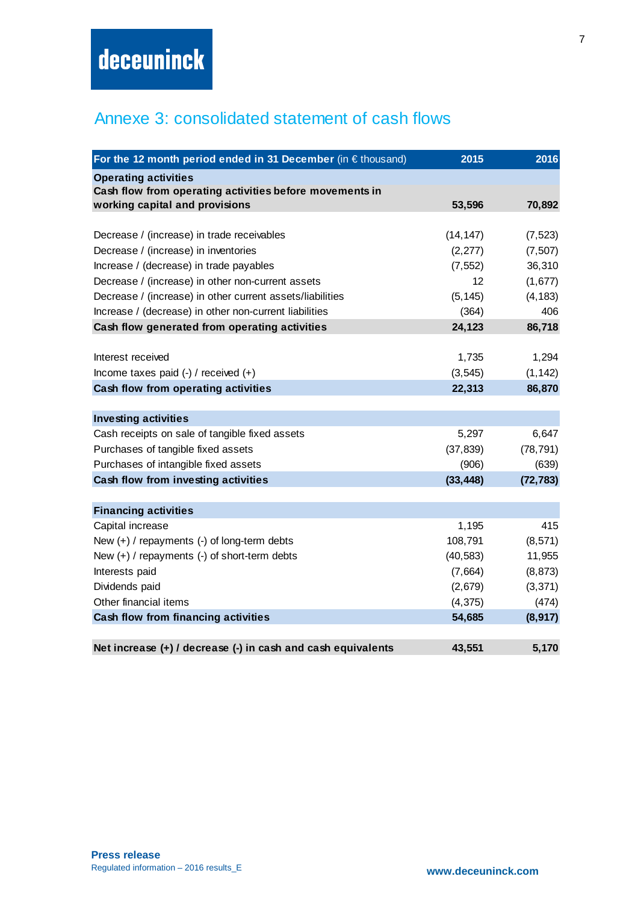deceuninck

# Annexe 3: consolidated statement of cash flows

| For the 12 month period ended in 31 December (in € thousand) | 2015 | 2016 |
|---|---|---|
| **Operating activities** | | |
| **Cash flow from operating activities before movements in working capital and provisions** | **53,596** | **70,892** |
| Decrease / (increase) in trade receivables | (14,147) | (7,523) |
| Decrease / (increase) in inventories | (2,277) | (7,507) |
| Increase / (decrease) in trade payables | (7,552) | 36,310 |
| Decrease / (increase) in other non-current assets | 12 | (1,677) |
| Decrease / (increase) in other current assets/liabilities | (5,145) | (4,183) |
| Increase / (decrease) in other non-current liabilities | (364) | 406 |
| **Cash flow generated from operating activities** | **24,123** | **86,718** |
| Interest received | 1,735 | 1,294 |
| Income taxes paid (-) / received (+) | (3,545) | (1,142) |
| **Cash flow from operating activities** | **22,313** | **86,870** |
| **Investing activities** | | |
| Cash receipts on sale of tangible fixed assets | 5,297 | 6,647 |
| Purchases of tangible fixed assets | (37,839) | (78,791) |
| Purchases of intangible fixed assets | (906) | (639) |
| **Cash flow from investing activities** | **(33,448)** | **(72,783)** |
| **Financing activities** | | |
| Capital increase | 1,195 | 415 |
| New (+) / repayments (-) of long-term debts | 108,791 | (8,571) |
| New (+) / repayments (-) of short-term debts | (40,583) | 11,955 |
| Interests paid | (7,664) | (8,873) |
| Dividends paid | (2,679) | (3,371) |
| Other financial items | (4,375) | (474) |
| **Cash flow from financing activities** | **54,685** | **(8,917)** |
| **Net increase (+) / decrease (-) in cash and cash equivalents** | **43,551** | **5,170** |